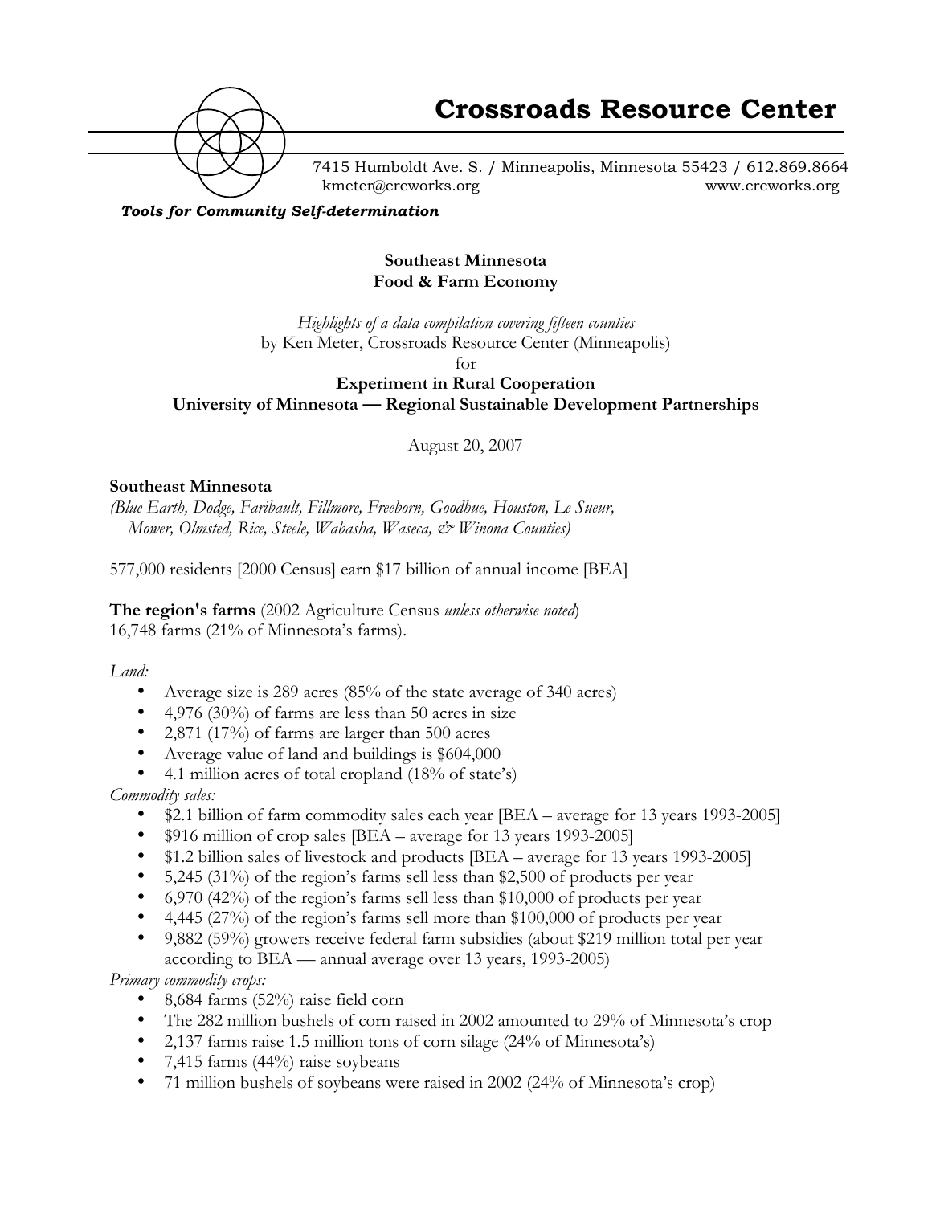# Crossroads Resource Center

7415 Humboldt Ave. S. / Minneapolis, Minnesota 55423 / 612.869.8664
kmeter@crcworks.org www.crcworks.org

***Tools for Community Self-determination***

## Southeast Minnesota Food & Farm Economy

*Highlights of a data compilation covering fifteen counties*
by Ken Meter, Crossroads Resource Center (Minneapolis)
for
**Experiment in Rural Cooperation**
**University of Minnesota — Regional Sustainable Development Partnerships**

August 20, 2007

**Southeast Minnesota**
*(Blue Earth, Dodge, Faribault, Fillmore, Freeborn, Goodhue, Houston, Le Sueur, Mower, Olmsted, Rice, Steele, Wabasha, Waseca, & Winona Counties)*

577,000 residents [2000 Census] earn $17 billion of annual income [BEA]

**The region's farms** (2002 Agriculture Census *unless otherwise noted*)
16,748 farms (21% of Minnesota's farms).

*Land:*

- Average size is 289 acres (85% of the state average of 340 acres)
- 4,976 (30%) of farms are less than 50 acres in size
- 2,871 (17%) of farms are larger than 500 acres
- Average value of land and buildings is $604,000
- 4.1 million acres of total cropland (18% of state's)

*Commodity sales:*

- $2.1 billion of farm commodity sales each year [BEA – average for 13 years 1993-2005]
- $916 million of crop sales [BEA – average for 13 years 1993-2005]
- $1.2 billion sales of livestock and products [BEA – average for 13 years 1993-2005]
- 5,245 (31%) of the region's farms sell less than $2,500 of products per year
- 6,970 (42%) of the region's farms sell less than $10,000 of products per year
- 4,445 (27%) of the region's farms sell more than $100,000 of products per year
- 9,882 (59%) growers receive federal farm subsidies (about $219 million total per year according to BEA — annual average over 13 years, 1993-2005)

*Primary commodity crops:*

- 8,684 farms (52%) raise field corn
- The 282 million bushels of corn raised in 2002 amounted to 29% of Minnesota's crop
- 2,137 farms raise 1.5 million tons of corn silage (24% of Minnesota's)
- 7,415 farms (44%) raise soybeans
- 71 million bushels of soybeans were raised in 2002 (24% of Minnesota's crop)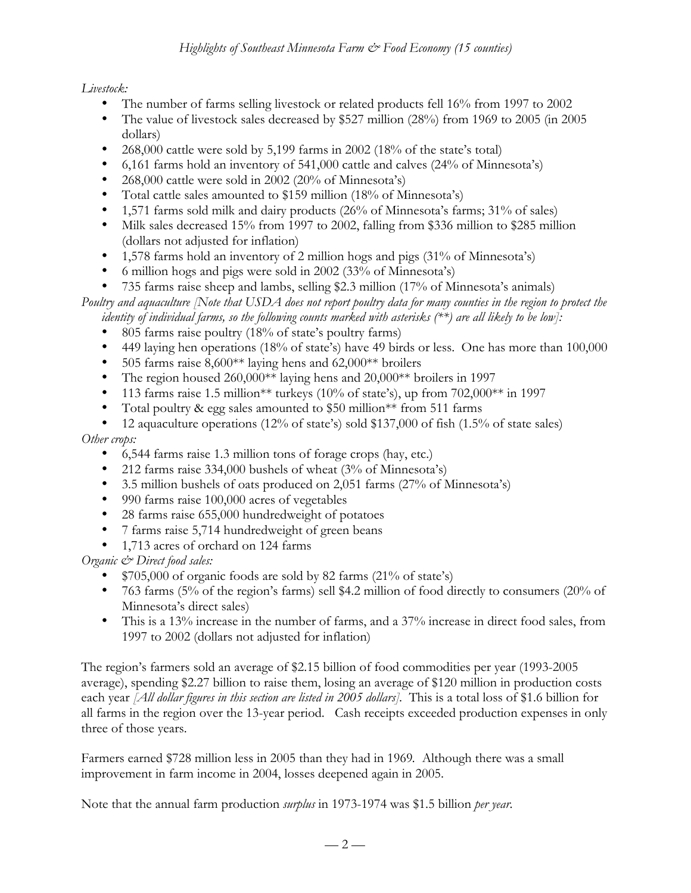*Highlights of Southeast Minnesota Farm & Food Economy (15 counties)*

*Livestock:*

- The number of farms selling livestock or related products fell 16% from 1997 to 2002
- The value of livestock sales decreased by $527 million (28%) from 1969 to 2005 (in 2005 dollars)
- 268,000 cattle were sold by 5,199 farms in 2002 (18% of the state's total)
- 6,161 farms hold an inventory of 541,000 cattle and calves (24% of Minnesota's)
- 268,000 cattle were sold in 2002 (20% of Minnesota's)
- Total cattle sales amounted to $159 million (18% of Minnesota's)
- 1,571 farms sold milk and dairy products (26% of Minnesota's farms; 31% of sales)
- Milk sales decreased 15% from 1997 to 2002, falling from $336 million to $285 million (dollars not adjusted for inflation)
- 1,578 farms hold an inventory of 2 million hogs and pigs (31% of Minnesota's)
- 6 million hogs and pigs were sold in 2002 (33% of Minnesota's)
- 735 farms raise sheep and lambs, selling $2.3 million (17% of Minnesota's animals)

*Poultry and aquaculture [Note that USDA does not report poultry data for many counties in the region to protect the identity of individual farms, so the following counts marked with asterisks (**) are all likely to be low]:*

- 805 farms raise poultry (18% of state's poultry farms)
- 449 laying hen operations (18% of state's) have 49 birds or less. One has more than 100,000
- 505 farms raise 8,600** laying hens and 62,000** broilers
- The region housed 260,000** laying hens and 20,000** broilers in 1997
- 113 farms raise 1.5 million** turkeys (10% of state's), up from 702,000** in 1997
- Total poultry & egg sales amounted to $50 million** from 511 farms
- 12 aquaculture operations (12% of state's) sold $137,000 of fish (1.5% of state sales)

*Other crops:*

- 6,544 farms raise 1.3 million tons of forage crops (hay, etc.)
- 212 farms raise 334,000 bushels of wheat (3% of Minnesota's)
- 3.5 million bushels of oats produced on 2,051 farms (27% of Minnesota's)
- 990 farms raise 100,000 acres of vegetables
- 28 farms raise 655,000 hundredweight of potatoes
- 7 farms raise 5,714 hundredweight of green beans
- 1,713 acres of orchard on 124 farms

*Organic & Direct food sales:*

- $705,000 of organic foods are sold by 82 farms (21% of state's)
- 763 farms (5% of the region's farms) sell $4.2 million of food directly to consumers (20% of Minnesota's direct sales)
- This is a 13% increase in the number of farms, and a 37% increase in direct food sales, from 1997 to 2002 (dollars not adjusted for inflation)

The region's farmers sold an average of $2.15 billion of food commodities per year (1993-2005 average), spending $2.27 billion to raise them, losing an average of $120 million in production costs each year *[All dollar figures in this section are listed in 2005 dollars]*. This is a total loss of $1.6 billion for all farms in the region over the 13-year period. Cash receipts exceeded production expenses in only three of those years.

Farmers earned $728 million less in 2005 than they had in 1969. Although there was a small improvement in farm income in 2004, losses deepened again in 2005.

Note that the annual farm production *surplus* in 1973-1974 was $1.5 billion *per year*.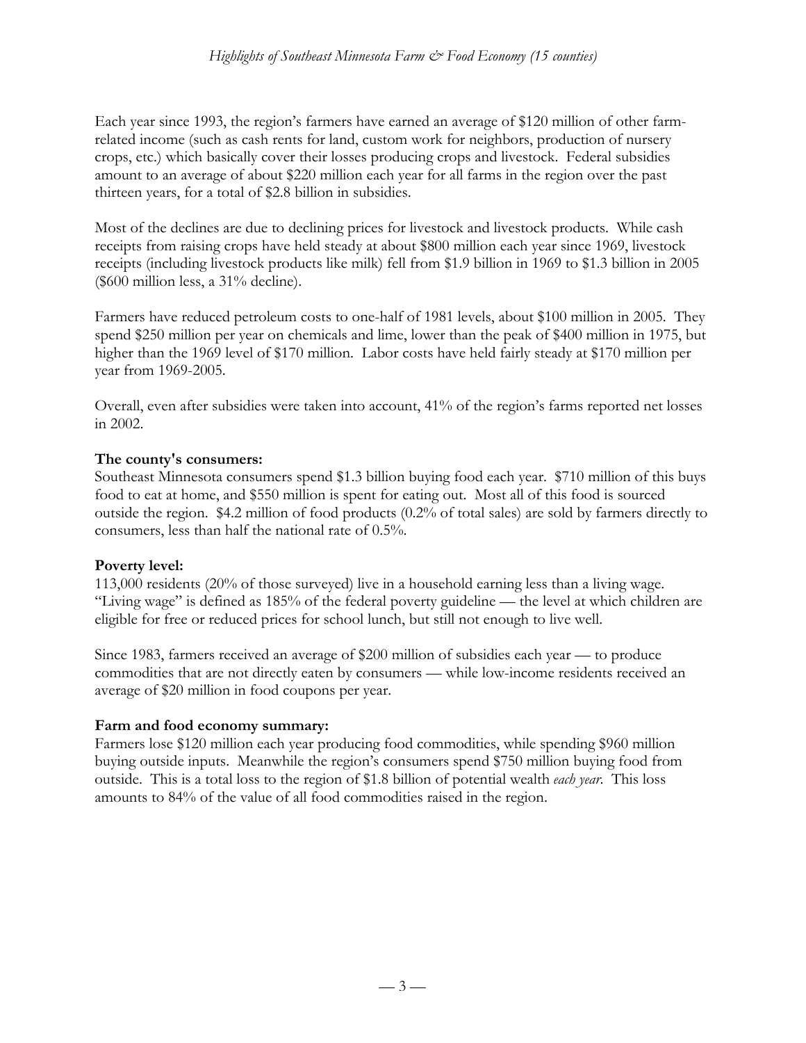Each year since 1993, the region's farmers have earned an average of $120 million of other farm-related income (such as cash rents for land, custom work for neighbors, production of nursery crops, etc.) which basically cover their losses producing crops and livestock. Federal subsidies amount to an average of about $220 million each year for all farms in the region over the past thirteen years, for a total of $2.8 billion in subsidies.

Most of the declines are due to declining prices for livestock and livestock products. While cash receipts from raising crops have held steady at about $800 million each year since 1969, livestock receipts (including livestock products like milk) fell from $1.9 billion in 1969 to $1.3 billion in 2005 ($600 million less, a 31% decline).

Farmers have reduced petroleum costs to one-half of 1981 levels, about $100 million in 2005. They spend $250 million per year on chemicals and lime, lower than the peak of $400 million in 1975, but higher than the 1969 level of $170 million. Labor costs have held fairly steady at $170 million per year from 1969-2005.

Overall, even after subsidies were taken into account, 41% of the region's farms reported net losses in 2002.

**The county's consumers:**
Southeast Minnesota consumers spend $1.3 billion buying food each year. $710 million of this buys food to eat at home, and $550 million is spent for eating out. Most all of this food is sourced outside the region. $4.2 million of food products (0.2% of total sales) are sold by farmers directly to consumers, less than half the national rate of 0.5%.

**Poverty level:**
113,000 residents (20% of those surveyed) live in a household earning less than a living wage. "Living wage" is defined as 185% of the federal poverty guideline — the level at which children are eligible for free or reduced prices for school lunch, but still not enough to live well.

Since 1983, farmers received an average of $200 million of subsidies each year — to produce commodities that are not directly eaten by consumers — while low-income residents received an average of $20 million in food coupons per year.

**Farm and food economy summary:**
Farmers lose $120 million each year producing food commodities, while spending $960 million buying outside inputs. Meanwhile the region's consumers spend $750 million buying food from outside. This is a total loss to the region of $1.8 billion of potential wealth *each year*. This loss amounts to 84% of the value of all food commodities raised in the region.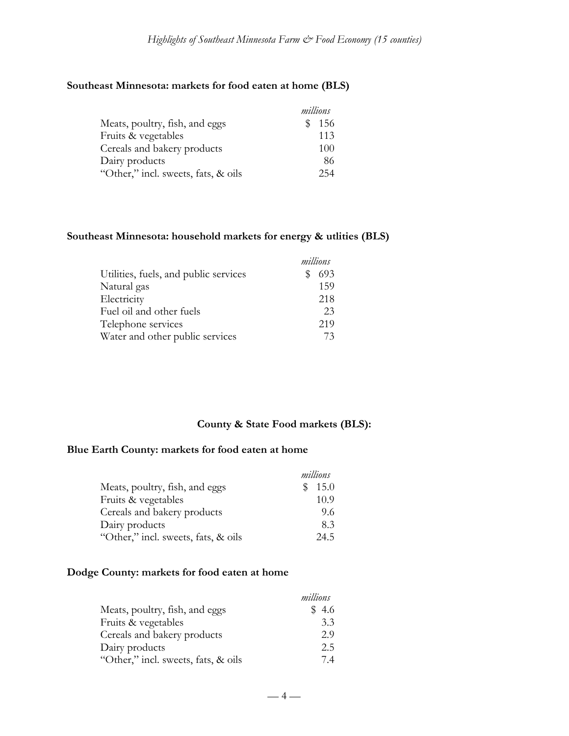**Southeast Minnesota: markets for food eaten at home (BLS)**

| | *millions* |
|---|---|
| Meats, poultry, fish, and eggs | $ 156 |
| Fruits & vegetables | 113 |
| Cereals and bakery products | 100 |
| Dairy products | 86 |
| "Other," incl. sweets, fats, & oils | 254 |

**Southeast Minnesota: household markets for energy & utlities (BLS)**

| | *millions* |
|---|---|
| Utilities, fuels, and public services | $ 693 |
| Natural gas | 159 |
| Electricity | 218 |
| Fuel oil and other fuels | 23 |
| Telephone services | 219 |
| Water and other public services | 73 |

**County & State Food markets (BLS):**

**Blue Earth County: markets for food eaten at home**

| | *millions* |
|---|---|
| Meats, poultry, fish, and eggs | $ 15.0 |
| Fruits & vegetables | 10.9 |
| Cereals and bakery products | 9.6 |
| Dairy products | 8.3 |
| "Other," incl. sweets, fats, & oils | 24.5 |

**Dodge County: markets for food eaten at home**

| | *millions* |
|---|---|
| Meats, poultry, fish, and eggs | $ 4.6 |
| Fruits & vegetables | 3.3 |
| Cereals and bakery products | 2.9 |
| Dairy products | 2.5 |
| "Other," incl. sweets, fats, & oils | 7.4 |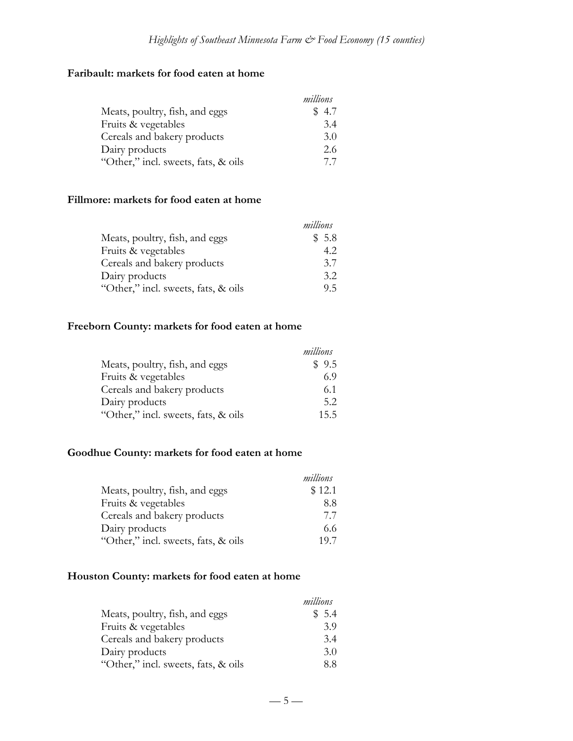### Faribault: markets for food eaten at home

| | *millions* |
|---|---|
| Meats, poultry, fish, and eggs | $ 4.7 |
| Fruits & vegetables | 3.4 |
| Cereals and bakery products | 3.0 |
| Dairy products | 2.6 |
| "Other," incl. sweets, fats, & oils | 7.7 |

### Fillmore: markets for food eaten at home

| | *millions* |
|---|---|
| Meats, poultry, fish, and eggs | $ 5.8 |
| Fruits & vegetables | 4.2 |
| Cereals and bakery products | 3.7 |
| Dairy products | 3.2 |
| "Other," incl. sweets, fats, & oils | 9.5 |

### Freeborn County: markets for food eaten at home

| | *millions* |
|---|---|
| Meats, poultry, fish, and eggs | $ 9.5 |
| Fruits & vegetables | 6.9 |
| Cereals and bakery products | 6.1 |
| Dairy products | 5.2 |
| "Other," incl. sweets, fats, & oils | 15.5 |

### Goodhue County: markets for food eaten at home

| | *millions* |
|---|---|
| Meats, poultry, fish, and eggs | $ 12.1 |
| Fruits & vegetables | 8.8 |
| Cereals and bakery products | 7.7 |
| Dairy products | 6.6 |
| "Other," incl. sweets, fats, & oils | 19.7 |

### Houston County: markets for food eaten at home

| | *millions* |
|---|---|
| Meats, poultry, fish, and eggs | $ 5.4 |
| Fruits & vegetables | 3.9 |
| Cereals and bakery products | 3.4 |
| Dairy products | 3.0 |
| "Other," incl. sweets, fats, & oils | 8.8 |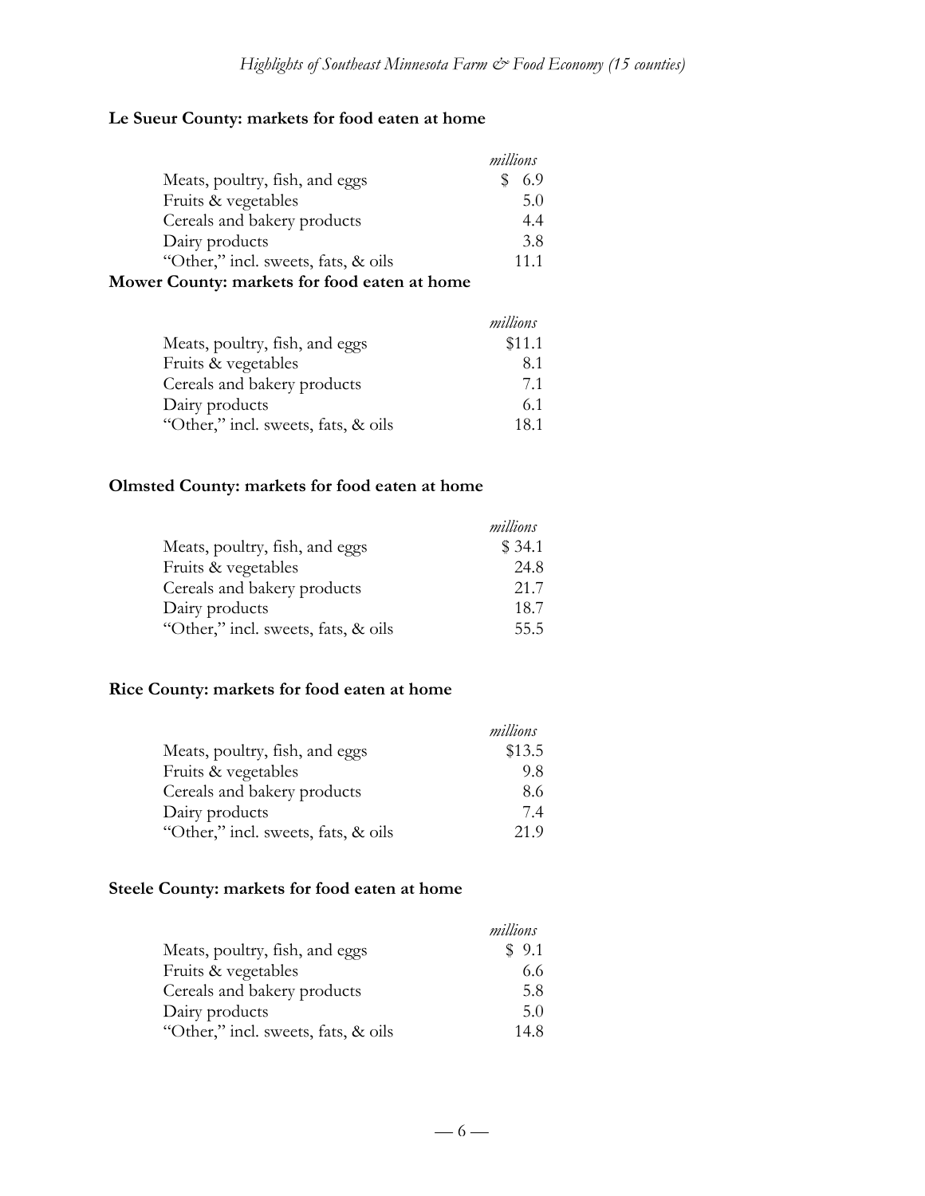**Le Sueur County: markets for food eaten at home**

| | *millions* |
|---|---|
| Meats, poultry, fish, and eggs | $ 6.9 |
| Fruits & vegetables | 5.0 |
| Cereals and bakery products | 4.4 |
| Dairy products | 3.8 |
| "Other," incl. sweets, fats, & oils | 11.1 |

**Mower County: markets for food eaten at home**

| | *millions* |
|---|---|
| Meats, poultry, fish, and eggs | $11.1 |
| Fruits & vegetables | 8.1 |
| Cereals and bakery products | 7.1 |
| Dairy products | 6.1 |
| "Other," incl. sweets, fats, & oils | 18.1 |

**Olmsted County: markets for food eaten at home**

| | *millions* |
|---|---|
| Meats, poultry, fish, and eggs | $ 34.1 |
| Fruits & vegetables | 24.8 |
| Cereals and bakery products | 21.7 |
| Dairy products | 18.7 |
| "Other," incl. sweets, fats, & oils | 55.5 |

**Rice County: markets for food eaten at home**

| | *millions* |
|---|---|
| Meats, poultry, fish, and eggs | $13.5 |
| Fruits & vegetables | 9.8 |
| Cereals and bakery products | 8.6 |
| Dairy products | 7.4 |
| "Other," incl. sweets, fats, & oils | 21.9 |

**Steele County: markets for food eaten at home**

| | *millions* |
|---|---|
| Meats, poultry, fish, and eggs | $ 9.1 |
| Fruits & vegetables | 6.6 |
| Cereals and bakery products | 5.8 |
| Dairy products | 5.0 |
| "Other," incl. sweets, fats, & oils | 14.8 |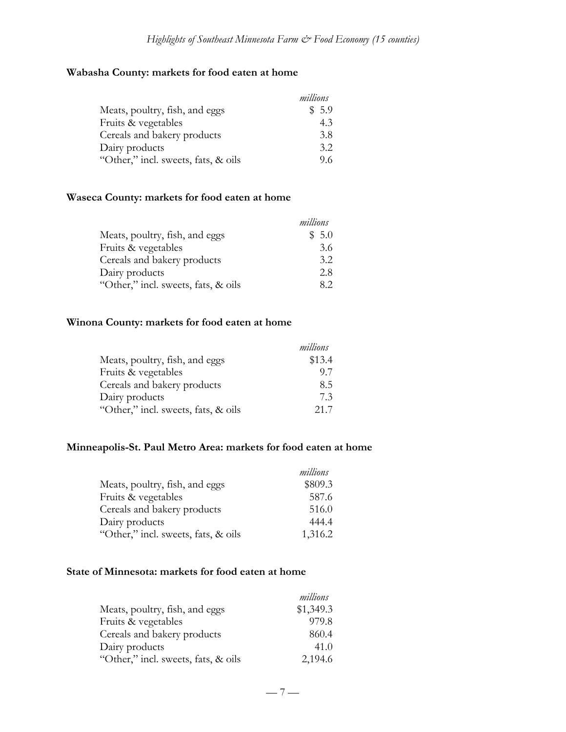**Wabasha County: markets for food eaten at home**

| | *millions* |
|---|---|
| Meats, poultry, fish, and eggs | $ 5.9 |
| Fruits & vegetables | 4.3 |
| Cereals and bakery products | 3.8 |
| Dairy products | 3.2 |
| "Other," incl. sweets, fats, & oils | 9.6 |

**Waseca County: markets for food eaten at home**

| | *millions* |
|---|---|
| Meats, poultry, fish, and eggs | $ 5.0 |
| Fruits & vegetables | 3.6 |
| Cereals and bakery products | 3.2 |
| Dairy products | 2.8 |
| "Other," incl. sweets, fats, & oils | 8.2 |

**Winona County: markets for food eaten at home**

| | *millions* |
|---|---|
| Meats, poultry, fish, and eggs | $13.4 |
| Fruits & vegetables | 9.7 |
| Cereals and bakery products | 8.5 |
| Dairy products | 7.3 |
| "Other," incl. sweets, fats, & oils | 21.7 |

**Minneapolis-St. Paul Metro Area: markets for food eaten at home**

| | *millions* |
|---|---|
| Meats, poultry, fish, and eggs | $809.3 |
| Fruits & vegetables | 587.6 |
| Cereals and bakery products | 516.0 |
| Dairy products | 444.4 |
| "Other," incl. sweets, fats, & oils | 1,316.2 |

**State of Minnesota: markets for food eaten at home**

| | *millions* |
|---|---|
| Meats, poultry, fish, and eggs | $1,349.3 |
| Fruits & vegetables | 979.8 |
| Cereals and bakery products | 860.4 |
| Dairy products | 41.0 |
| "Other," incl. sweets, fats, & oils | 2,194.6 |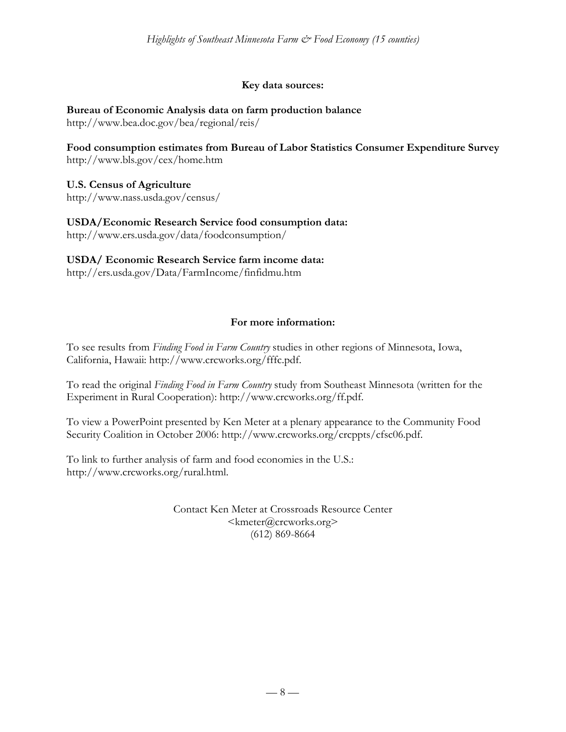## Key data sources:

**Bureau of Economic Analysis data on farm production balance**
http://www.bea.doc.gov/bea/regional/reis/

**Food consumption estimates from Bureau of Labor Statistics Consumer Expenditure Survey**
http://www.bls.gov/cex/home.htm

**U.S. Census of Agriculture**
http://www.nass.usda.gov/census/

**USDA/Economic Research Service food consumption data:**
http://www.ers.usda.gov/data/foodconsumption/

**USDA/ Economic Research Service farm income data:**
http://ers.usda.gov/Data/FarmIncome/finfidmu.htm

## For more information:

To see results from *Finding Food in Farm Country* studies in other regions of Minnesota, Iowa, California, Hawaii: http://www.crcworks.org/fffc.pdf.

To read the original *Finding Food in Farm Country* study from Southeast Minnesota (written for the Experiment in Rural Cooperation): http://www.crcworks.org/ff.pdf.

To view a PowerPoint presented by Ken Meter at a plenary appearance to the Community Food Security Coalition in October 2006: http://www.crcworks.org/crcppts/cfsc06.pdf.

To link to further analysis of farm and food economies in the U.S.: http://www.crcworks.org/rural.html.

Contact Ken Meter at Crossroads Resource Center
<kmeter@crcworks.org>
(612) 869-8664